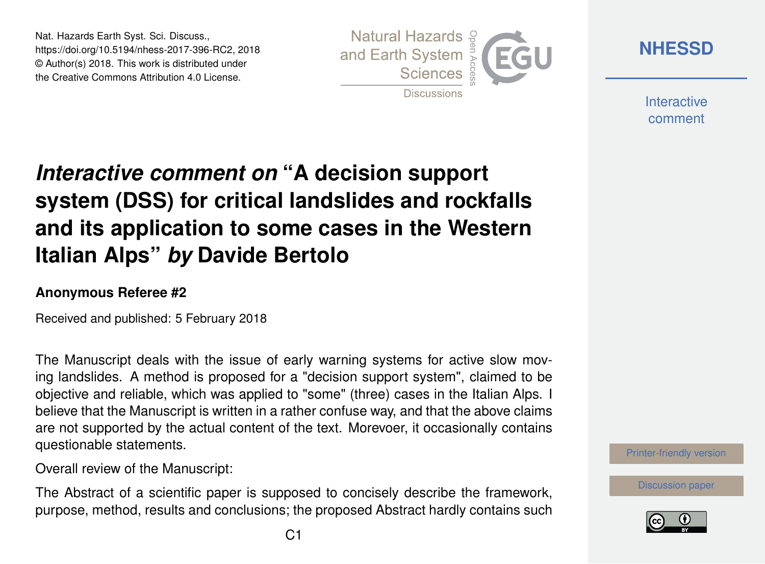# *Interactive comment on* "A decision support system (DSS) for critical landslides and rockfalls and its application to some cases in the Western Italian Alps" *by* Davide Bertolo

**Anonymous Referee #2**

Received and published: 5 February 2018

The Manuscript deals with the issue of early warning systems for active slow moving landslides. A method is proposed for a "decision support system", claimed to be objective and reliable, which was applied to "some" (three) cases in the Italian Alps. I believe that the Manuscript is written in a rather confuse way, and that the above claims are not supported by the actual content of the text. Morevoer, it occasionally contains questionable statements.

Overall review of the Manuscript:

The Abstract of a scientific paper is supposed to concisely describe the framework, purpose, method, results and conclusions; the proposed Abstract hardly contains such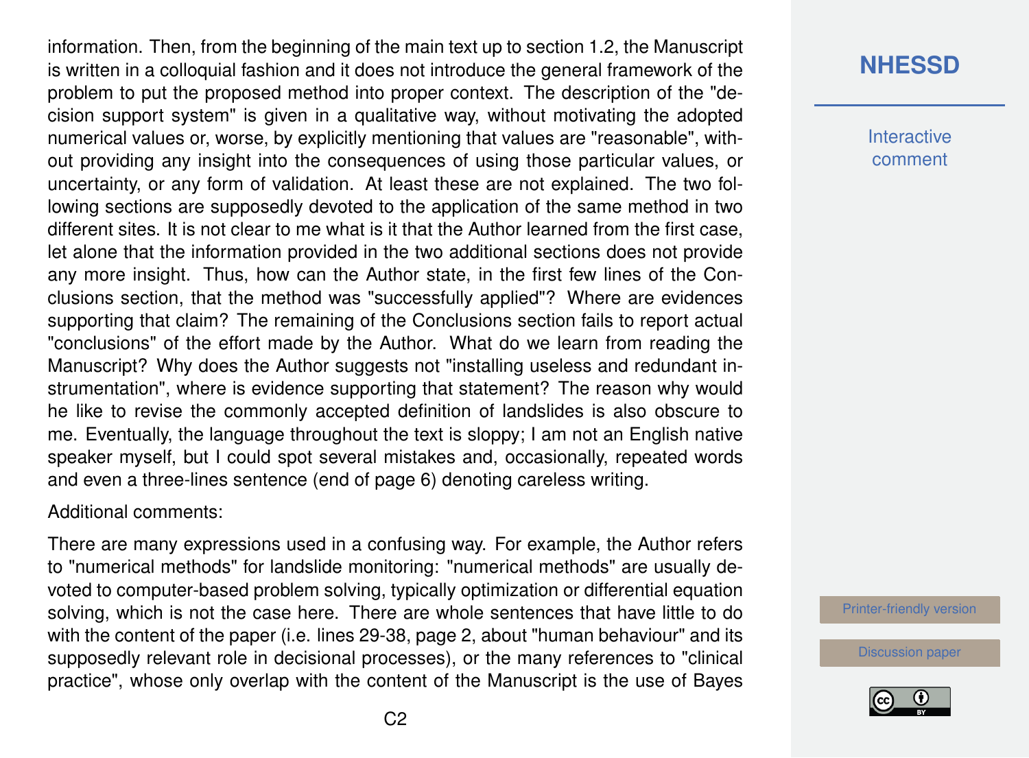information. Then, from the beginning of the main text up to section 1.2, the Manuscript is written in a colloquial fashion and it does not introduce the general framework of the problem to put the proposed method into proper context. The description of the "decision support system" is given in a qualitative way, without motivating the adopted numerical values or, worse, by explicitly mentioning that values are "reasonable", without providing any insight into the consequences of using those particular values, or uncertainty, or any form of validation. At least these are not explained. The two following sections are supposedly devoted to the application of the same method in two different sites. It is not clear to me what is it that the Author learned from the first case, let alone that the information provided in the two additional sections does not provide any more insight. Thus, how can the Author state, in the first few lines of the Conclusions section, that the method was "successfully applied"? Where are evidences supporting that claim? The remaining of the Conclusions section fails to report actual "conclusions" of the effort made by the Author. What do we learn from reading the Manuscript? Why does the Author suggests not "installing useless and redundant instrumentation", where is evidence supporting that statement? The reason why would he like to revise the commonly accepted definition of landslides is also obscure to me. Eventually, the language throughout the text is sloppy; I am not an English native speaker myself, but I could spot several mistakes and, occasionally, repeated words and even a three-lines sentence (end of page 6) denoting careless writing.

Additional comments:

There are many expressions used in a confusing way. For example, the Author refers to "numerical methods" for landslide monitoring: "numerical methods" are usually devoted to computer-based problem solving, typically optimization or differential equation solving, which is not the case here. There are whole sentences that have little to do with the content of the paper (i.e. lines 29-38, page 2, about "human behaviour" and its supposedly relevant role in decisional processes), or the many references to "clinical practice", whose only overlap with the content of the Manuscript is the use of Bayes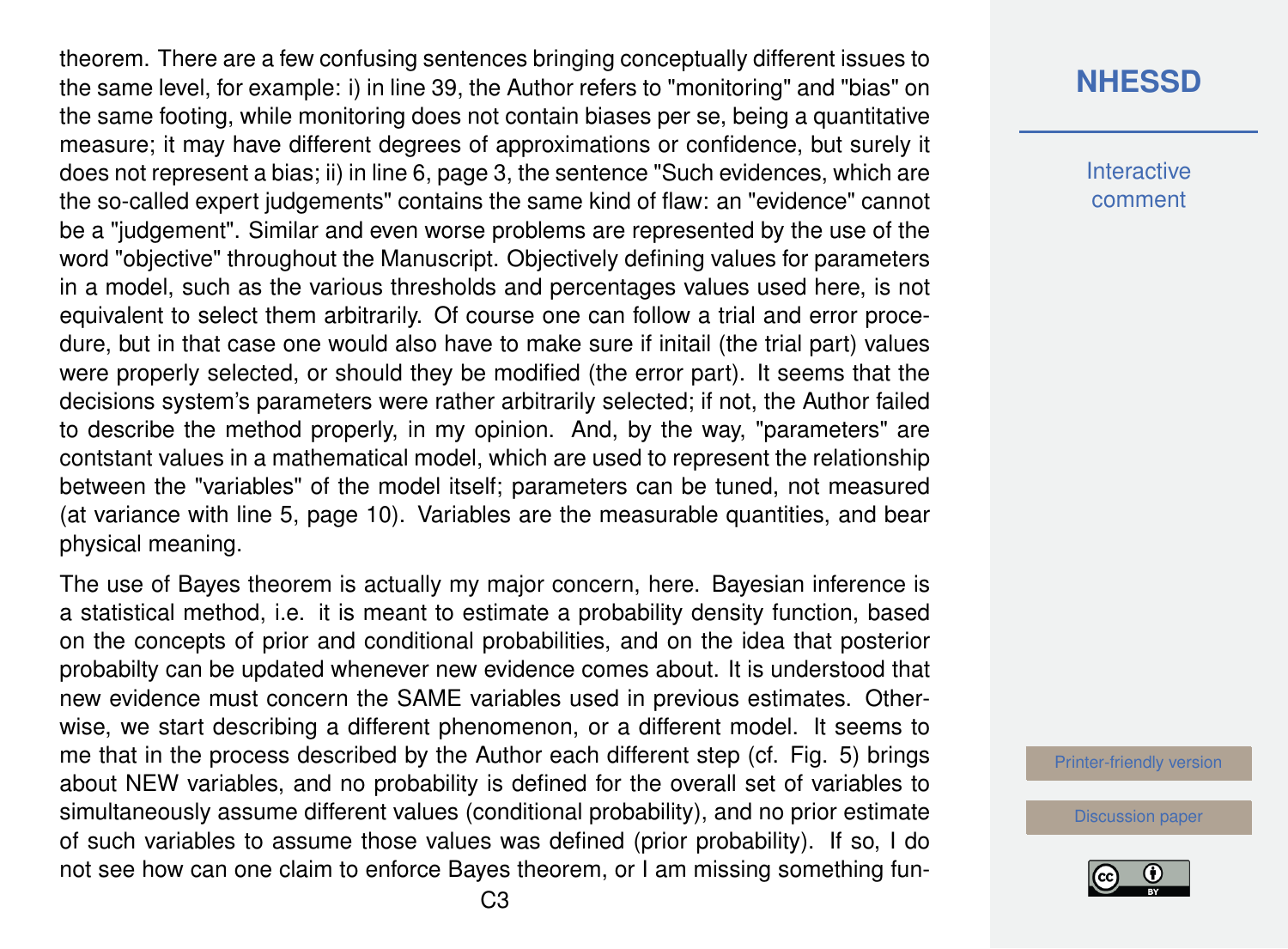theorem. There are a few confusing sentences bringing conceptually different issues to the same level, for example: i) in line 39, the Author refers to "monitoring" and "bias" on the same footing, while monitoring does not contain biases per se, being a quantitative measure; it may have different degrees of approximations or confidence, but surely it does not represent a bias; ii) in line 6, page 3, the sentence "Such evidences, which are the so-called expert judgements" contains the same kind of flaw: an "evidence" cannot be a "judgement". Similar and even worse problems are represented by the use of the word "objective" throughout the Manuscript. Objectively defining values for parameters in a model, such as the various thresholds and percentages values used here, is not equivalent to select them arbitrarily. Of course one can follow a trial and error procedure, but in that case one would also have to make sure if initail (the trial part) values were properly selected, or should they be modified (the error part). It seems that the decisions system's parameters were rather arbitrarily selected; if not, the Author failed to describe the method properly, in my opinion. And, by the way, "parameters" are contstant values in a mathematical model, which are used to represent the relationship between the "variables" of the model itself; parameters can be tuned, not measured (at variance with line 5, page 10). Variables are the measurable quantities, and bear physical meaning.

The use of Bayes theorem is actually my major concern, here. Bayesian inference is a statistical method, i.e. it is meant to estimate a probability density function, based on the concepts of prior and conditional probabilities, and on the idea that posterior probabilty can be updated whenever new evidence comes about. It is understood that new evidence must concern the SAME variables used in previous estimates. Otherwise, we start describing a different phenomenon, or a different model. It seems to me that in the process described by the Author each different step (cf. Fig. 5) brings about NEW variables, and no probability is defined for the overall set of variables to simultaneously assume different values (conditional probability), and no prior estimate of such variables to assume those values was defined (prior probability). If so, I do not see how can one claim to enforce Bayes theorem, or I am missing something fun-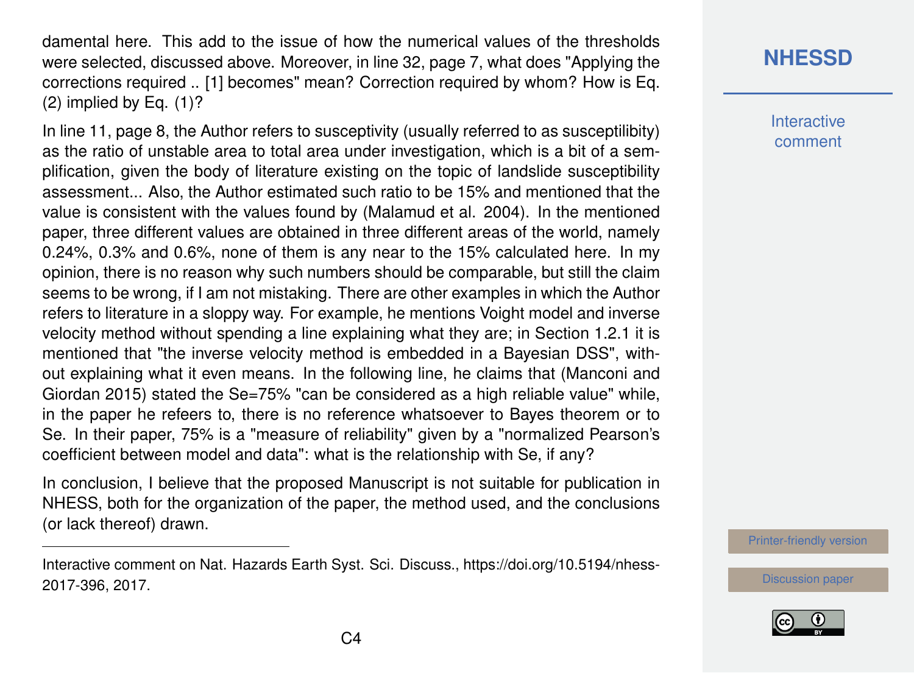damental here. This add to the issue of how the numerical values of the thresholds were selected, discussed above. Moreover, in line 32, page 7, what does "Applying the corrections required .. [1] becomes" mean? Correction required by whom? How is Eq. (2) implied by Eq. (1)?

In line 11, page 8, the Author refers to susceptivity (usually referred to as susceptilibity) as the ratio of unstable area to total area under investigation, which is a bit of a semplification, given the body of literature existing on the topic of landslide susceptibility assessment... Also, the Author estimated such ratio to be 15% and mentioned that the value is consistent with the values found by (Malamud et al. 2004). In the mentioned paper, three different values are obtained in three different areas of the world, namely 0.24%, 0.3% and 0.6%, none of them is any near to the 15% calculated here. In my opinion, there is no reason why such numbers should be comparable, but still the claim seems to be wrong, if I am not mistaking. There are other examples in which the Author refers to literature in a sloppy way. For example, he mentions Voight model and inverse velocity method without spending a line explaining what they are; in Section 1.2.1 it is mentioned that "the inverse velocity method is embedded in a Bayesian DSS", without explaining what it even means. In the following line, he claims that (Manconi and Giordan 2015) stated the Se=75% "can be considered as a high reliable value" while, in the paper he refeers to, there is no reference whatsoever to Bayes theorem or to Se. In their paper, 75% is a "measure of reliability" given by a "normalized Pearson's coefficient between model and data": what is the relationship with Se, if any?

In conclusion, I believe that the proposed Manuscript is not suitable for publication in NHESS, both for the organization of the paper, the method used, and the conclusions (or lack thereof) drawn.

---

Interactive comment on Nat. Hazards Earth Syst. Sci. Discuss., https://doi.org/10.5194/nhess-2017-396, 2017.